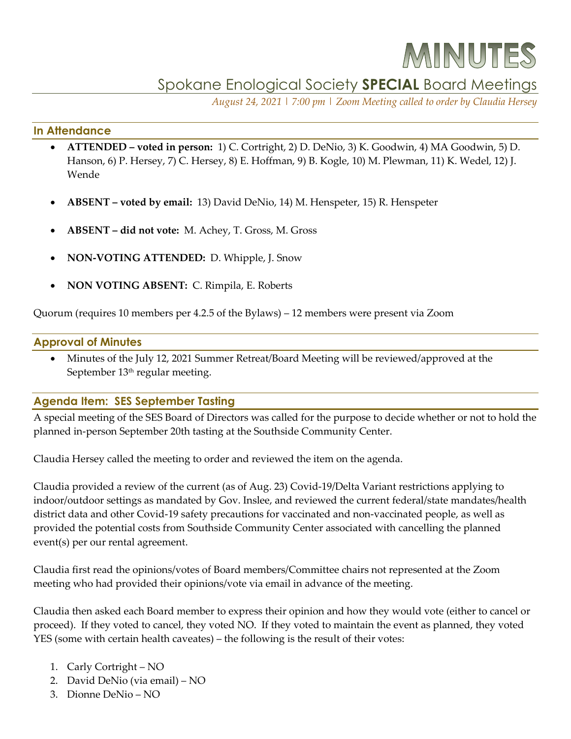# MINUTES

## Spokane Enological Society **SPECIAL** Board Meetings

*August 24, 2021 | 7:00 pm | Zoom Meeting called to order by Claudia Hersey*

### In Attendance

- **ATTENDED – voted in person:** 1) C. Cortright, 2) D. DeNio, 3) K. Goodwin, 4) MA Goodwin, 5) D. Hanson, 6) P. Hersey, 7) C. Hersey, 8) E. Hoffman, 9) B. Kogle, 10) M. Plewman, 11) K. Wedel, 12) J. Wende
- **ABSENT – voted by email:** 13) David DeNio, 14) M. Henspeter, 15) R. Henspeter
- **ABSENT – did not vote:** M. Achey, T. Gross, M. Gross
- **NON-VOTING ATTENDED:** D. Whipple, J. Snow
- **NON VOTING ABSENT:** C. Rimpila, E. Roberts

Quorum (requires 10 members per 4.2.5 of the Bylaws) – 12 members were present via Zoom

### Approval of Minutes

- Minutes of the July 12, 2021 Summer Retreat/Board Meeting will be reviewed/approved at the September 13th regular meeting.

### Agenda Item: SES September Tasting

A special meeting of the SES Board of Directors was called for the purpose to decide whether or not to hold the planned in-person September 20th tasting at the Southside Community Center.

Claudia Hersey called the meeting to order and reviewed the item on the agenda.

Claudia provided a review of the current (as of Aug. 23) Covid-19/Delta Variant restrictions applying to indoor/outdoor settings as mandated by Gov. Inslee, and reviewed the current federal/state mandates/health district data and other Covid-19 safety precautions for vaccinated and non-vaccinated people, as well as provided the potential costs from Southside Community Center associated with cancelling the planned event(s) per our rental agreement.

Claudia first read the opinions/votes of Board members/Committee chairs not represented at the Zoom meeting who had provided their opinions/vote via email in advance of the meeting.

Claudia then asked each Board member to express their opinion and how they would vote (either to cancel or proceed). If they voted to cancel, they voted NO. If they voted to maintain the event as planned, they voted YES (some with certain health caveates) – the following is the result of their votes:

1. Carly Cortright – NO
2. David DeNio (via email) – NO
3. Dionne DeNio – NO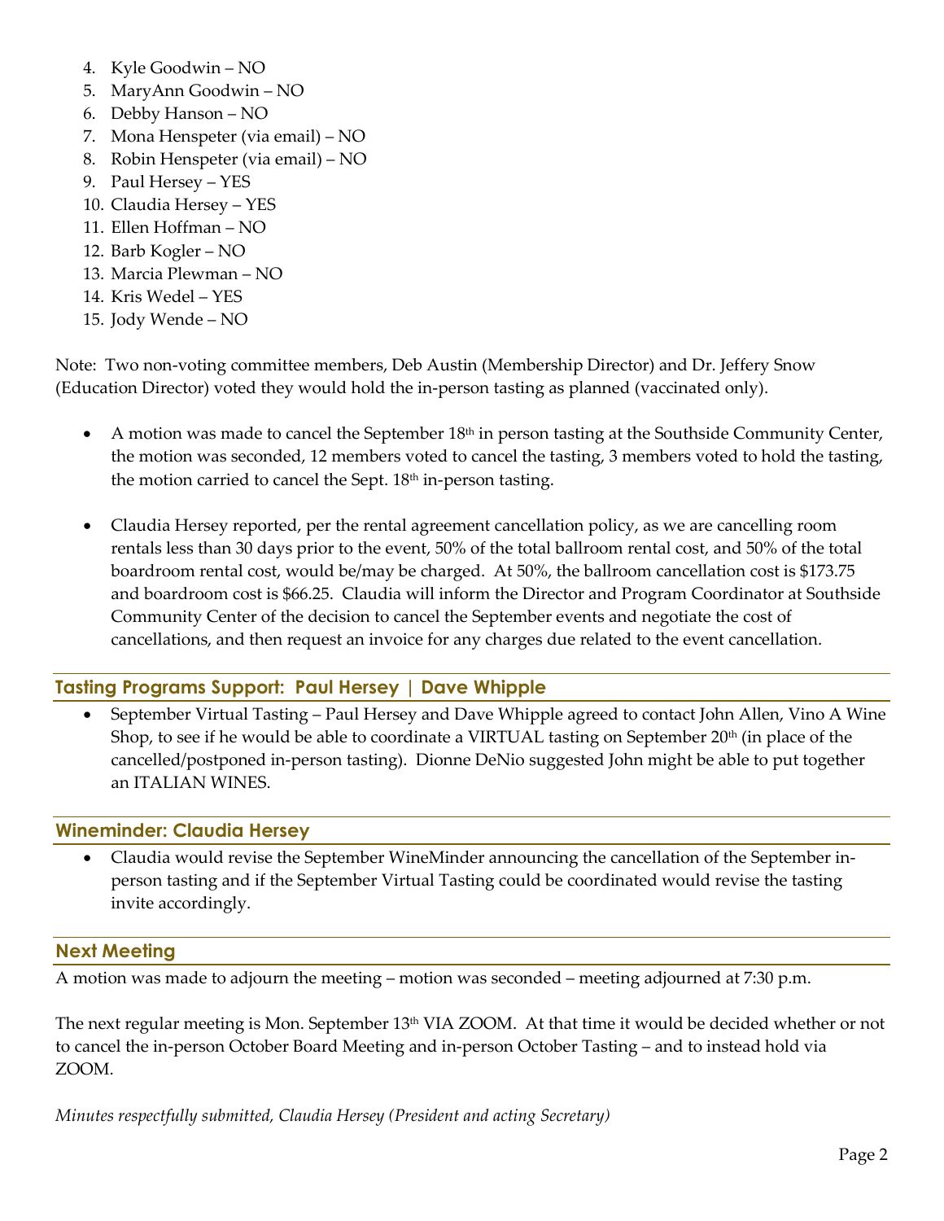4. Kyle Goodwin – NO
5. MaryAnn Goodwin – NO
6. Debby Hanson – NO
7. Mona Henspeter (via email) – NO
8. Robin Henspeter (via email) – NO
9. Paul Hersey – YES
10. Claudia Hersey – YES
11. Ellen Hoffman – NO
12. Barb Kogler – NO
13. Marcia Plewman – NO
14. Kris Wedel – YES
15. Jody Wende – NO

Note: Two non-voting committee members, Deb Austin (Membership Director) and Dr. Jeffery Snow (Education Director) voted they would hold the in-person tasting as planned (vaccinated only).

- A motion was made to cancel the September 18th in person tasting at the Southside Community Center, the motion was seconded, 12 members voted to cancel the tasting, 3 members voted to hold the tasting, the motion carried to cancel the Sept. 18th in-person tasting.
- Claudia Hersey reported, per the rental agreement cancellation policy, as we are cancelling room rentals less than 30 days prior to the event, 50% of the total ballroom rental cost, and 50% of the total boardroom rental cost, would be/may be charged. At 50%, the ballroom cancellation cost is $173.75 and boardroom cost is $66.25. Claudia will inform the Director and Program Coordinator at Southside Community Center of the decision to cancel the September events and negotiate the cost of cancellations, and then request an invoice for any charges due related to the event cancellation.

## Tasting Programs Support: Paul Hersey | Dave Whipple

- September Virtual Tasting – Paul Hersey and Dave Whipple agreed to contact John Allen, Vino A Wine Shop, to see if he would be able to coordinate a VIRTUAL tasting on September 20th (in place of the cancelled/postponed in-person tasting). Dionne DeNio suggested John might be able to put together an ITALIAN WINES.

## Wineminder: Claudia Hersey

- Claudia would revise the September WineMinder announcing the cancellation of the September in-person tasting and if the September Virtual Tasting could be coordinated would revise the tasting invite accordingly.

## Next Meeting

A motion was made to adjourn the meeting – motion was seconded – meeting adjourned at 7:30 p.m.

The next regular meeting is Mon. September 13th VIA ZOOM. At that time it would be decided whether or not to cancel the in-person October Board Meeting and in-person October Tasting – and to instead hold via ZOOM.

*Minutes respectfully submitted, Claudia Hersey (President and acting Secretary)*